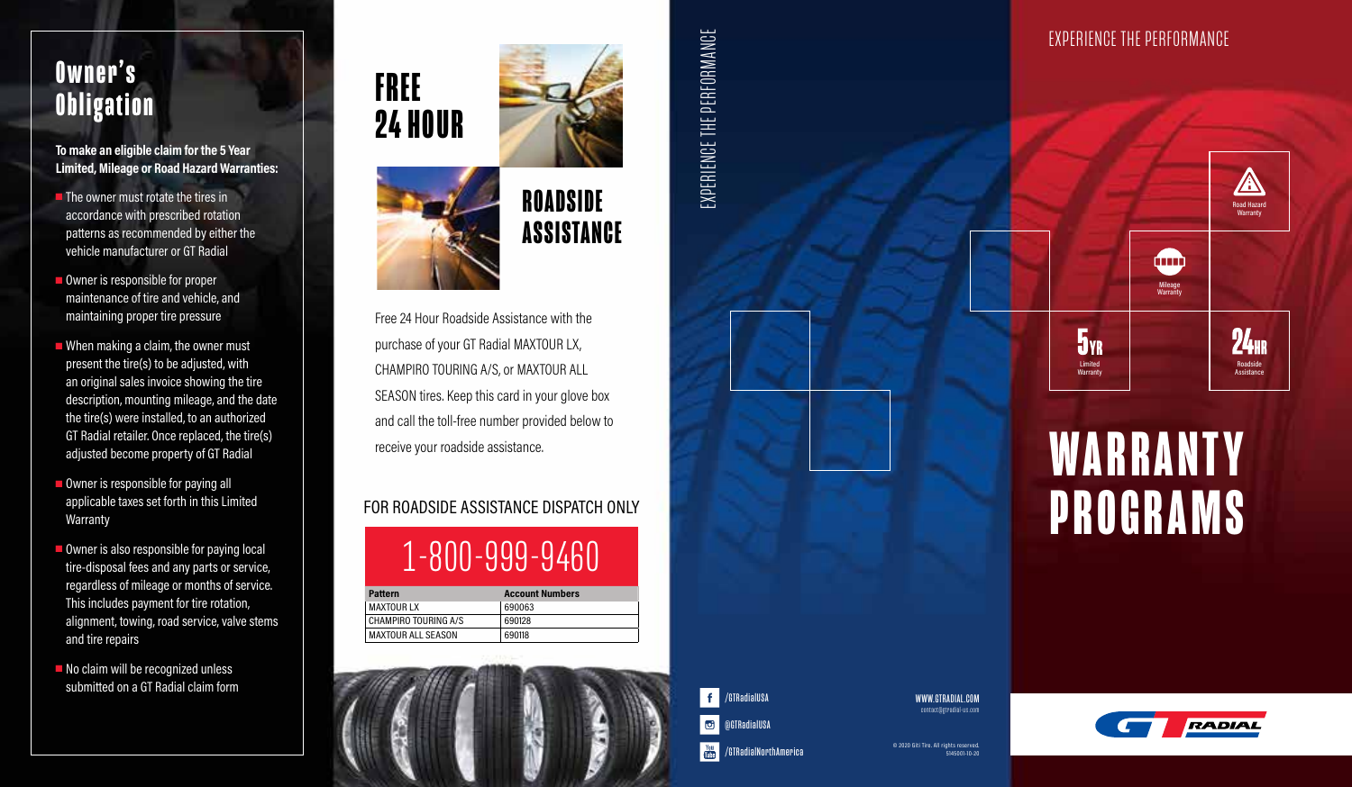## Owner's Obligation

**To make an eligible claim for the 5 Year Limited, Mileage or Road Hazard Warranties:**

- The owner must rotate the tires in accordance with prescribed rotation patterns as recommended by either the vehicle manufacturer or GT Radial
- Owner is responsible for proper maintenance of tire and vehicle, and maintaining proper tire pressure
- When making a claim, the owner must present the tire(s) to be adjusted, with an original sales invoice showing the tire description, mounting mileage, and the date the tire(s) were installed, to an authorized GT Radial retailer. Once replaced, the tire(s) adjusted become property of GT Radial
- Owner is responsible for paying all applicable taxes set forth in this Limited Warranty
- Owner is also responsible for paying local tire-disposal fees and any parts or service, regardless of mileage or months of service. This includes payment for tire rotation, alignment, towing, road service, valve stems and tire repairs
- No claim will be recognized unless submitted on a GT Radial claim form

## FREE 24 HOUR ROADSIDE ASSISTANCE

Free 24 Hour Roadside Assistance with the purchase of your GT Radial MAXTOUR LX, CHAMPIRO TOURING A/S, or MAXTOUR ALL SEASON tires. Keep this card in your glove box and call the toll-free number provided below to receive your roadside assistance.

FOR ROADSIDE ASSISTANCE DISPATCH ONLY

**1-800-999-9460**

| Pattern | Account Numbers |
|---|---|
| MAXTOUR LX | 690063 |
| CHAMPIRO TOURING A/S | 690128 |
| MAXTOUR ALL SEASON | 690118 |

EXPERIENCE THE PERFORMANCE

/GTRadialUSA

@GTRadialUSA

/GTRadialNorthAmerica

WWW.GTRADIAL.COM
contact@gtradial-us.com

© 2020 Giti Tire. All rights reserved.
5145001-10-20

EXPERIENCE THE PERFORMANCE

Road Hazard Warranty

Mileage Warranty

5YR Limited Warranty

24HR Roadside Assistance

# WARRANTY PROGRAMS

GT RADIAL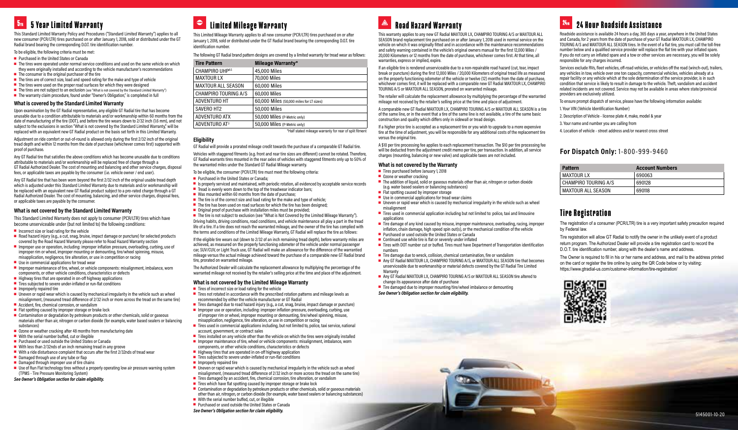# 5 Year Limited Warranty

This Standard Limited Warranty Policy and Procedures ("Standard Limited Warranty") applies to all new consumer (PCR/LTR) tires purchased on or after January 1, 2018, sold or distributed under the GT Radial brand bearing the corresponding D.O.T. tire identification number.

To be eligible, the following criteria must be met:

- Purchased in the United States or Canada
- The tires were operated under normal service conditions and used on the same vehicle on which they were originally installed and according to the vehicle manufacturer's recommendations
- The consumer is the original purchaser of the tire
- The tires are of correct size, load and speed rating for the make and type of vehicle
- The tires were used on the proper road surfaces for which they were designed
- The tires are not subject to an exclusion (see "What is not covered by the Standard Limited Warranty")
- The warranty claim procedure, found under "Owner's Obligation," is completed in full

### What is covered by the Standard Limited Warranty

Upon examination by the GT Radial representative, any eligible GT Radial tire that has become unusable due to a condition attributable to materials and/or workmanship within 60 months from the date of manufacturing of the tire (DOT), and before the tire wears down to 2/32 inch (1.6 mm), and not subject to the exclusions in section "What is not covered by the Standard Limited Warranty," will be replaced with an equivalent new GT Radial product on the basis set forth in this Limited Warranty.

Adjustment on ride comfort or out-of-round is allowed only during the first 2/32 inch of the original tread depth and within 12 months from the date of purchase (whichever comes first) supported with proof of purchase.

Any GT Radial tire that satisfies the above conditions which has become unusable due to conditions attributable to materials and/or workmanship will be replaced free of charge through a GT Radial Authorized Dealer. The cost of mounting and balancing and other service charges, disposal fees, or applicable taxes are payable by the consumer (i.e. vehicle owner / end user).

Any GT Radial tire that has been worn beyond the first 2/32 inch of the original usable tread depth which is adjusted under this Standard Limited Warranty due to materials and/or workmanship will be replaced with an equivalent new GT Radial product subject to a pro-rated charge through a GT Radial Authorized Dealer. The cost of mounting, balancing, and other service charges, disposal fees, or applicable taxes are payable by the consumer.

### What is not covered by the Standard Limited Warranty

This Standard Limited Warranty does not apply to consumer (PCR/LTR) tires which have become unserviceable under (but not limited to) the following conditions:

- Incorrect size or load rating for the vehicle
- Road hazard injury (e.g., a cut, snag, bruise, impact damage or puncture) for selected products covered by the Road Hazard Warranty please refer to Road Hazard Warranty section
- Improper use or operation, including: improper inflation pressure, overloading, curbing, use of improper rim or wheel, improper mounting or demounting, tire/wheel spinning, misuse, misapplication, negligence, tire alteration, or use in competition or racing
- Use in commercial applications for tread wear
- Improper maintenance of tire, wheel, or vehicle components: misalignment, imbalance, worn components, or other vehicle conditions, characteristics or defects
- Highway tires that are operated in on-off highway applications
- Tires subjected to severe under-inflated or run-flat conditions
- Improperly repaired tire
- Uneven or rapid wear which is caused by mechanical irregularity in the vehicle such as wheel misalignment, (measured tread difference of 2/32 inch or more across the tread on the same tire)
- Accident, fire, chemical corrosion, or vandalism
- Flat spotting caused by improper storage or brake lock
- Contamination or degradation by petroleum products or other chemicals, solid or gaseous materials other than air, nitrogen or carbon dioxide (for example, water based sealers or balancing substances)
- Ozone or weather cracking after 48 months from manufacturing date
- With the serial number buffed, cut or illegible
- Purchased or used outside the United States or Canada
- With less than 2/32nds of an inch remaining tread in any groove
- With a ride disturbance complaint that occurs after the first 2/32nds of tread wear
- Damaged through use of any tube or flap
- Damaged through improper use of tire chains
- Use of Run Flat technology tires without a properly operating low air pressure warning system (TPMS - Tire Pressure Monitoring System)

***See Owner's Obligation section for claim eligibility.***

# Limited Mileage Warranty

This Limited Mileage Warranty applies to all new consumer (PCR/LTR) tires purchased on or after January 1, 2018, sold or distributed under the GT Radial brand bearing the corresponding D.O.T. tire identification number.

The following GT Radial brand pattern designs are covered by a limited warranty for tread wear as follows:

| Tire Pattern | Mileage Warranty* |
|---|---|
| CHAMPIRO UHP[AS] | 45,000 Miles |
| MAXTOUR LX | 70,000 Miles |
| MAXTOUR ALL SEASON | 60,000 Miles |
| CHAMPIRO TOURING A/S | 60,000 Miles |
| ADVENTURO HT | 60,000 Miles (50,000 miles for LT sizes) |
| SAVERO HT2 | 50,000 Miles |
| ADVENTURO ATX | 50,000 Miles (P-Metric only) |
| ADVENTURO AT[3] | 50,000 Miles (P-Metric only) |

*Half stated mileage warranty for rear of split fitment

### Eligibility

GT Radial will provide a prorated mileage credit towards the purchase of a comparable GT Radial tire.

Vehicles with staggered fitments (e.g. front and rear tire sizes are different) cannot be rotated. Therefore, GT Radial warrants tires mounted in the rear axles of vehicles with staggered fitments only up to 50% of the warranted miles under the Standard GT Radial Mileage warranty.

To be eligible, the consumer (PCR/LTR) tire must meet the following criteria:

- Purchased in the United States or Canada;
- Is properly serviced and maintained, with periodic rotation, all evidenced by acceptable service records
- Tread is evenly worn down to the top of the treadwear indicator bars;
- Was mounted within 60 months from the date of purchase;
- The tire is of the correct size and load rating for the make and type of vehicle;
- The tire has been used on road surfaces for which the tire has been designed;
- Original proof of purchase with installation miles must be provided;
- The tire is not subject to exclusion (see "What is Not Covered by the Limited Mileage Warranty").

Driving habits, driving conditions, road conditions, and vehicle maintenance all play a part in the tread life of a tire. If a tire does not reach the warranted mileage, and the owner of the tire has complied with the terms and conditions of the Limited Mileage Warranty, GT Radial will replace the tire as follows:

If the eligible tire wears out (down to 2/32 of an inch remaining tread depth), before warranty miles are achieved, as measured on the properly functioning odometer of the vehicle under normal passenger car, SUV/CUV, or Light Truck use, GT Radial will make an allowance for the difference of the warranted mileage versus the actual mileage achieved toward the purchase of a comparable new GT Radial brand tire, prorated on warranted mileage.

The Authorized Dealer will calculate the replacement allowance by multiplying the percentage of the warranted mileage not received by the retailer's selling price at the time and place of the adjustment.

### What is not covered by the Limited Mileage Warranty

- Tires of incorrect size or load rating for the vehicle
- Tires not rotated in accordance with the prescribed rotation patterns and mileage levels as recommended by either the vehicle manufacturer or GT Radial
- Tires damaged due to road hazard injury (e.g., a cut, snag, bruise, impact damage or puncture)
- Improper use or operation, including: improper inflation pressure, overloading, curbing, use of improper rim or wheel, improper mounting or demounting, tire/wheel spinning, misuse, misapplication, negligence, tire alteration, or use in competition or racing
- Tires used in commercial applications including, but not limited to, police, taxi service, national account, government, or contract sales
- Tires installed on any vehicle other than the vehicle on which the tires were originally installed
- Improper maintenance of tire, wheel or vehicle components: misalignment, imbalance, worn components, or other vehicle conditions, characteristics or defects
- Highway tires that are operated in on-off highway application
- Tires subjected to severe under-inflated or run-flat conditions
- Improperly repaired tire
- Uneven or rapid wear which is caused by mechanical irregularity in the vehicle such as wheel misalignment, (measured tread difference of 2/32 inch or more across the tread on the same tire)
- Tires damaged by an accident, fire, chemical corrosion, tire alteration, or vandalism
- Tires which have flat spotting caused by improper storage or brake lock
- Contamination or degradation by petroleum products or other chemicals, solid or gaseous materials other than air, nitrogen, or carbon dioxide (for example, water based sealers or balancing substances)
- With the serial number buffed, cut, or illegible
- Purchased or used outside the United States or Canada

***See Owner's Obligation section for claim eligibility.***

# Road Hazard Warranty

This warranty applies to any new GT Radial MAXTOUR LX, CHAMPIRO TOURING A/S or MAXTOUR ALL SEASON brand replacement tire purchased on or after January 1, 2018 used in normal service on the vehicle on which it was originally fitted and in accordance with the maintenance recommendations and safety warning contained in the vehicle's original owners manual for the first 12,000 Miles / 20,000 Kilometers or 12 months from the date of purchase, whichever comes first. At that time, all warranties, express or implied, expire.

If an eligible tire is rendered unserviceable due to a non-repairable road hazard (cut, tear, impact break or puncture) during the first 12,000 Miles / 20,000 Kilometers of original tread life as measured on the properly functioning odometer of the vehicle or twelve (12) months from the date of purchase, whichever comes first, it will be replaced with a comparable new GT Radial MAXTOUR LX, CHAMPIRO TOURING A/S or MAXTOUR ALL SEASON, prorated on warranted mileage.

The retailer will calculate the replacement allowance by multiplying the percentage of the warranted mileage not received by the retailer's selling price at the time and place of adjustment.

A comparable new GT Radial MAXTOUR LX, CHAMPIRO TOURING A/S or MAXTOUR ALL SEASON is a tire of the same line, or in the event that a tire of the same line is not available, a tire of the same basic construction and quality which differs only in sidewall or tread design.

If a higher price tire is accepted as a replacement tire or you wish to upgrade to a more expensive tire at the time of adjustment, you will be responsible for any additional costs of the replacement tire versus the original tire.

A $10 per tire processing fee applies to each replacement transaction. The $10 per tire processing fee will be deducted from the adjustment credit memo per tire, per transaction. In addition, all service charges (mounting, balancing or new valve) and applicable taxes are not included.

### What is not covered by the Warranty

- Tires purchased before January 1, 2018
- Ozone or weather cracking
- The addition of liquid, solid or gaseous materials other than air, nitrogen or carbon dioxide (e.g. water based sealers or balancing substances)
- Flat spotting caused by improper storage
- Use in commercial applications for tread wear claims
- Uneven or rapid wear which is caused by mechanical irregularity in the vehicle such as wheel misalignment
- Tires used in commercial application including but not limited to: police, taxi and limousine applications
- Tire damage of any kind caused by misuse, improper maintenance, overloading, racing, improper inflation, chain damage, high speed spin out(s), or the mechanical condition of the vehicle
- Purchased or used outside the United States or Canada
- Continued use while tire is flat or severely under inflated
- Tires with DOT number cut or buffed. Tires must have Department of Transportation identification numbers
- Tire damage due to wreck, collision, chemical contamination, fire or vandalism
- Any GT Radial MAXTOUR LX, CHAMPIRO TOURING A/S or MAXTOUR ALL SEASON tire that becomes unserviceable due to workmanship or material defects covered by the GT Radial Tire Limited Warranty
- Any GT Radial MAXTOUR LX, CHAMPIRO TOURING A/S or MAXTOUR ALL SEASON tire altered to change its appearance after date of purchase
- Tire damaged due to improper mounting/tire/wheel imbalance or demounting

***See Owner's Obligation section for claim eligibility.***

# 24 Hour Roadside Assistance

Roadside assistance is available 24 hours a day, 365 days a year, anywhere in the United States and Canada, for 2 years from the date of purchase of your GT Radial MAXTOUR LX, CHAMPIRO TOURING A/S and MAXTOUR ALL SEASON tires. In the event of a flat tire, you must call the toll-free number below and a qualified service provider will replace the flat tire with your inflated spare. If you do not carry an inflated spare and a tow or other services are necessary, you will be solely responsible for any charges incurred.

Services exclude RVs, fleet vehicles, off-road vehicles, or vehicles off the road (winch-out), trailers, any vehicles in tow, vehicle over one ton capacity, commercial vehicles, vehicles already at a repair facility or any vehicle which at the sole determination of the service provider, is in such condition that service is likely to result in damage to the vehicle. Theft, vandalism and accident related incidents are not covered. Service may not be available in areas where state/provincial providers are exclusively utilized.

To ensure prompt dispatch of service, please have the following information available:

1. Your VIN (Vehicle Identification Number)
2. Description of Vehicle - license plate #, make, model & year
3. Your name and number you are calling from
4. Location of vehicle - street address and/or nearest cross street

### For Dispatch Only: 1-800-999-9460

| Pattern | Account Numbers |
|---|---|
| MAXTOUR LX | 690063 |
| CHAMPIRO TOURING A/S | 690128 |
| MAXTOUR ALL SEASON | 690118 |

# Tire Registration

The registration of a consumer (PCR/LTR) tire is a very important safety precaution required by Federal law.

Tire registration will allow GT Radial to notify the owner in the unlikely event of a product return program. The Authorized Dealer will provide a tire registration card to record the D.O.T. tire identification number, along with the dealer's name and address.

The Owner is required to fill in his or her name and address, and mail to the address printed on the card or register the tire online by using the QR Code below or by visiting: https://www.gtradial-us.com/customer-information/tire-registration/

5145001-10-20